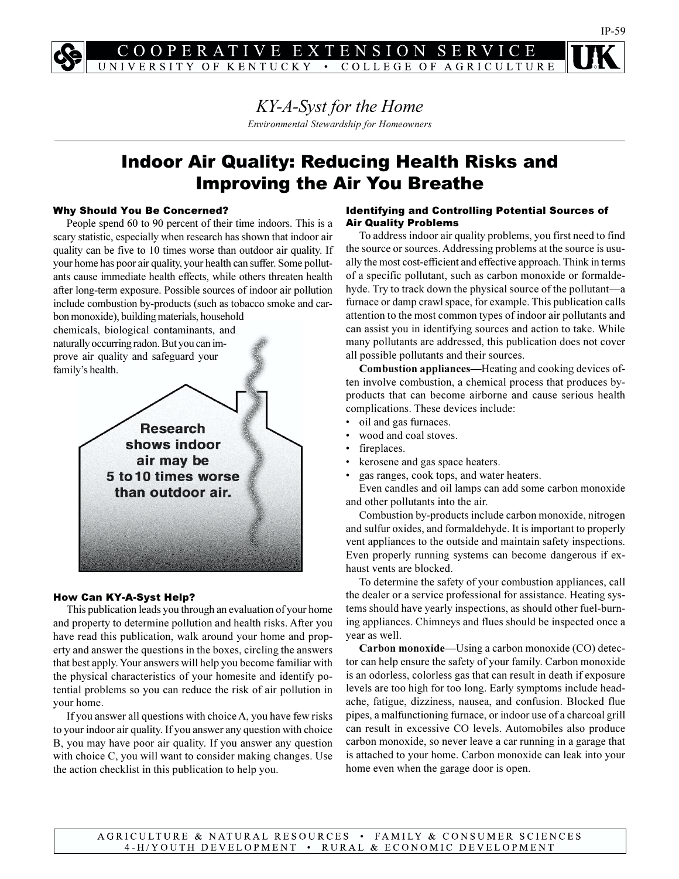IP-59

COOPERATIVE EXTENSION SERVICE
UNIVERSITY OF KENTUCKY • COLLEGE OF AGRICULTURE

*KY-A-Syst for the Home*

*Environmental Stewardship for Homeowners*

# Indoor Air Quality: Reducing Health Risks and Improving the Air You Breathe

### Why Should You Be Concerned?

People spend 60 to 90 percent of their time indoors. This is a scary statistic, especially when research has shown that indoor air quality can be five to 10 times worse than outdoor air quality. If your home has poor air quality, your health can suffer. Some pollutants cause immediate health effects, while others threaten health after long-term exposure. Possible sources of indoor air pollution include combustion by-products (such as tobacco smoke and carbon monoxide), building materials, household chemicals, biological contaminants, and naturally occurring radon. But you can improve air quality and safeguard your family's health.

**Research shows indoor air may be 5 to 10 times worse than outdoor air.**

### How Can KY-A-Syst Help?

This publication leads you through an evaluation of your home and property to determine pollution and health risks. After you have read this publication, walk around your home and property and answer the questions in the boxes, circling the answers that best apply. Your answers will help you become familiar with the physical characteristics of your homesite and identify potential problems so you can reduce the risk of air pollution in your home.

If you answer all questions with choice A, you have few risks to your indoor air quality. If you answer any question with choice B, you may have poor air quality. If you answer any question with choice C, you will want to consider making changes. Use the action checklist in this publication to help you.

### Identifying and Controlling Potential Sources of Air Quality Problems

To address indoor air quality problems, you first need to find the source or sources. Addressing problems at the source is usually the most cost-efficient and effective approach. Think in terms of a specific pollutant, such as carbon monoxide or formaldehyde. Try to track down the physical source of the pollutant—a furnace or damp crawl space, for example. This publication calls attention to the most common types of indoor air pollutants and can assist you in identifying sources and action to take. While many pollutants are addressed, this publication does not cover all possible pollutants and their sources.

**Combustion appliances**—Heating and cooking devices often involve combustion, a chemical process that produces by-products that can become airborne and cause serious health complications. These devices include:

- oil and gas furnaces.
- wood and coal stoves.
- fireplaces.
- kerosene and gas space heaters.
- gas ranges, cook tops, and water heaters.

Even candles and oil lamps can add some carbon monoxide and other pollutants into the air.

Combustion by-products include carbon monoxide, nitrogen and sulfur oxides, and formaldehyde. It is important to properly vent appliances to the outside and maintain safety inspections. Even properly running systems can become dangerous if exhaust vents are blocked.

To determine the safety of your combustion appliances, call the dealer or a service professional for assistance. Heating systems should have yearly inspections, as should other fuel-burning appliances. Chimneys and flues should be inspected once a year as well.

**Carbon monoxide**—Using a carbon monoxide (CO) detector can help ensure the safety of your family. Carbon monoxide is an odorless, colorless gas that can result in death if exposure levels are too high for too long. Early symptoms include headache, fatigue, dizziness, nausea, and confusion. Blocked flue pipes, a malfunctioning furnace, or indoor use of a charcoal grill can result in excessive CO levels. Automobiles also produce carbon monoxide, so never leave a car running in a garage that is attached to your home. Carbon monoxide can leak into your home even when the garage door is open.

AGRICULTURE & NATURAL RESOURCES • FAMILY & CONSUMER SCIENCES
4-H/YOUTH DEVELOPMENT • RURAL & ECONOMIC DEVELOPMENT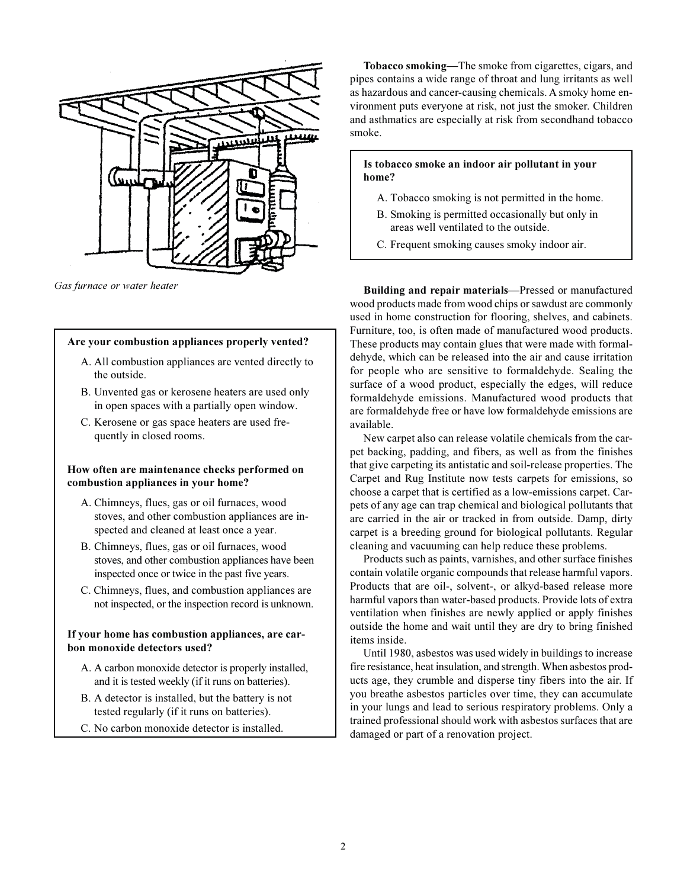*Gas furnace or water heater*

**Are your combustion appliances properly vented?**

A. All combustion appliances are vented directly to the outside.

B. Unvented gas or kerosene heaters are used only in open spaces with a partially open window.

C. Kerosene or gas space heaters are used frequently in closed rooms.

**How often are maintenance checks performed on combustion appliances in your home?**

A. Chimneys, flues, gas or oil furnaces, wood stoves, and other combustion appliances are inspected and cleaned at least once a year.

B. Chimneys, flues, gas or oil furnaces, wood stoves, and other combustion appliances have been inspected once or twice in the past five years.

C. Chimneys, flues, and combustion appliances are not inspected, or the inspection record is unknown.

**If your home has combustion appliances, are carbon monoxide detectors used?**

A. A carbon monoxide detector is properly installed, and it is tested weekly (if it runs on batteries).

B. A detector is installed, but the battery is not tested regularly (if it runs on batteries).

C. No carbon monoxide detector is installed.

**Tobacco smoking—**The smoke from cigarettes, cigars, and pipes contains a wide range of throat and lung irritants as well as hazardous and cancer-causing chemicals. A smoky home environment puts everyone at risk, not just the smoker. Children and asthmatics are especially at risk from secondhand tobacco smoke.

**Is tobacco smoke an indoor air pollutant in your home?**

A. Tobacco smoking is not permitted in the home.

B. Smoking is permitted occasionally but only in areas well ventilated to the outside.

C. Frequent smoking causes smoky indoor air.

**Building and repair materials—**Pressed or manufactured wood products made from wood chips or sawdust are commonly used in home construction for flooring, shelves, and cabinets. Furniture, too, is often made of manufactured wood products. These products may contain glues that were made with formaldehyde, which can be released into the air and cause irritation for people who are sensitive to formaldehyde. Sealing the surface of a wood product, especially the edges, will reduce formaldehyde emissions. Manufactured wood products that are formaldehyde free or have low formaldehyde emissions are available.

New carpet also can release volatile chemicals from the carpet backing, padding, and fibers, as well as from the finishes that give carpeting its antistatic and soil-release properties. The Carpet and Rug Institute now tests carpets for emissions, so choose a carpet that is certified as a low-emissions carpet. Carpets of any age can trap chemical and biological pollutants that are carried in the air or tracked in from outside. Damp, dirty carpet is a breeding ground for biological pollutants. Regular cleaning and vacuuming can help reduce these problems.

Products such as paints, varnishes, and other surface finishes contain volatile organic compounds that release harmful vapors. Products that are oil-, solvent-, or alkyd-based release more harmful vapors than water-based products. Provide lots of extra ventilation when finishes are newly applied or apply finishes outside the home and wait until they are dry to bring finished items inside.

Until 1980, asbestos was used widely in buildings to increase fire resistance, heat insulation, and strength. When asbestos products age, they crumble and disperse tiny fibers into the air. If you breathe asbestos particles over time, they can accumulate in your lungs and lead to serious respiratory problems. Only a trained professional should work with asbestos surfaces that are damaged or part of a renovation project.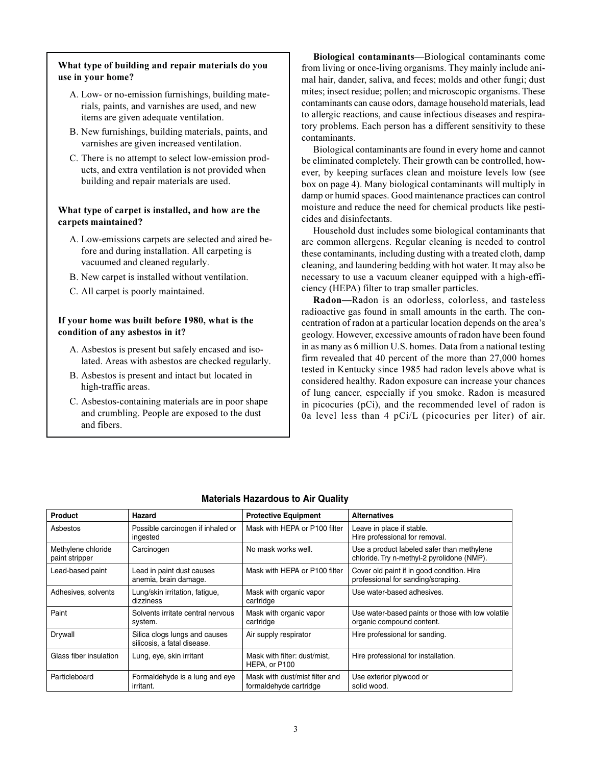**What type of building and repair materials do you use in your home?**

A. Low- or no-emission furnishings, building materials, paints, and varnishes are used, and new items are given adequate ventilation.

B. New furnishings, building materials, paints, and varnishes are given increased ventilation.

C. There is no attempt to select low-emission products, and extra ventilation is not provided when building and repair materials are used.

**What type of carpet is installed, and how are the carpets maintained?**

A. Low-emissions carpets are selected and aired before and during installation. All carpeting is vacuumed and cleaned regularly.

B. New carpet is installed without ventilation.

C. All carpet is poorly maintained.

**If your home was built before 1980, what is the condition of any asbestos in it?**

A. Asbestos is present but safely encased and isolated. Areas with asbestos are checked regularly.

B. Asbestos is present and intact but located in high-traffic areas.

C. Asbestos-containing materials are in poor shape and crumbling. People are exposed to the dust and fibers.

**Biological contaminants**—Biological contaminants come from living or once-living organisms. They mainly include animal hair, dander, saliva, and feces; molds and other fungi; dust mites; insect residue; pollen; and microscopic organisms. These contaminants can cause odors, damage household materials, lead to allergic reactions, and cause infectious diseases and respiratory problems. Each person has a different sensitivity to these contaminants.

Biological contaminants are found in every home and cannot be eliminated completely. Their growth can be controlled, however, by keeping surfaces clean and moisture levels low (see box on page 4). Many biological contaminants will multiply in damp or humid spaces. Good maintenance practices can control moisture and reduce the need for chemical products like pesticides and disinfectants.

Household dust includes some biological contaminants that are common allergens. Regular cleaning is needed to control these contaminants, including dusting with a treated cloth, damp cleaning, and laundering bedding with hot water. It may also be necessary to use a vacuum cleaner equipped with a high-efficiency (HEPA) filter to trap smaller particles.

**Radon—**Radon is an odorless, colorless, and tasteless radioactive gas found in small amounts in the earth. The concentration of radon at a particular location depends on the area's geology. However, excessive amounts of radon have been found in as many as 6 million U.S. homes. Data from a national testing firm revealed that 40 percent of the more than 27,000 homes tested in Kentucky since 1985 had radon levels above what is considered healthy. Radon exposure can increase your chances of lung cancer, especially if you smoke. Radon is measured in picocuries (pCi), and the recommended level of radon is 0a level less than 4 pCi/L (picocuries per liter) of air.

**Materials Hazardous to Air Quality**

| Product | Hazard | Protective Equipment | Alternatives |
|---|---|---|---|
| Asbestos | Possible carcinogen if inhaled or ingested | Mask with HEPA or P100 filter | Leave in place if stable. Hire professional for removal. |
| Methylene chloride paint stripper | Carcinogen | No mask works well. | Use a product labeled safer than methylene chloride. Try n-methyl-2 pyrolidone (NMP). |
| Lead-based paint | Lead in paint dust causes anemia, brain damage. | Mask with HEPA or P100 filter | Cover old paint if in good condition. Hire professional for sanding/scraping. |
| Adhesives, solvents | Lung/skin irritation, fatigue, dizziness | Mask with organic vapor cartridge | Use water-based adhesives. |
| Paint | Solvents irritate central nervous system. | Mask with organic vapor cartridge | Use water-based paints or those with low volatile organic compound content. |
| Drywall | Silica clogs lungs and causes silicosis, a fatal disease. | Air supply respirator | Hire professional for sanding. |
| Glass fiber insulation | Lung, eye, skin irritant | Mask with filter: dust/mist, HEPA, or P100 | Hire professional for installation. |
| Particleboard | Formaldehyde is a lung and eye irritant. | Mask with dust/mist filter and formaldehyde cartridge | Use exterior plywood or solid wood. |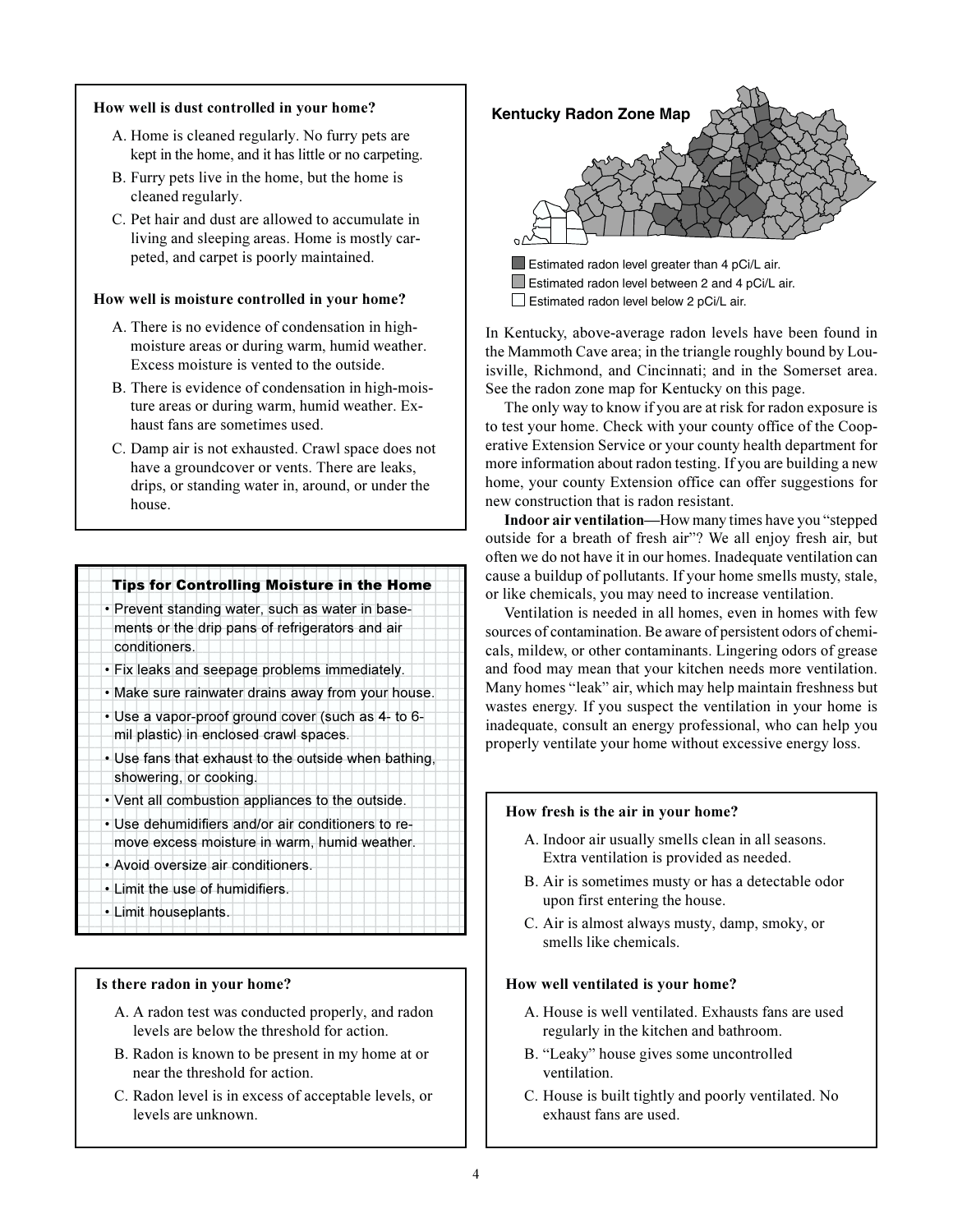**How well is dust controlled in your home?**

A. Home is cleaned regularly. No furry pets are kept in the home, and it has little or no carpeting.

B. Furry pets live in the home, but the home is cleaned regularly.

C. Pet hair and dust are allowed to accumulate in living and sleeping areas. Home is mostly carpeted, and carpet is poorly maintained.

**How well is moisture controlled in your home?**

A. There is no evidence of condensation in high-moisture areas or during warm, humid weather. Excess moisture is vented to the outside.

B. There is evidence of condensation in high-moisture areas or during warm, humid weather. Exhaust fans are sometimes used.

C. Damp air is not exhausted. Crawl space does not have a groundcover or vents. There are leaks, drips, or standing water in, around, or under the house.

**Tips for Controlling Moisture in the Home**

- Prevent standing water, such as water in basements or the drip pans of refrigerators and air conditioners.
- Fix leaks and seepage problems immediately.
- Make sure rainwater drains away from your house.
- Use a vapor-proof ground cover (such as 4- to 6-mil plastic) in enclosed crawl spaces.
- Use fans that exhaust to the outside when bathing, showering, or cooking.
- Vent all combustion appliances to the outside.
- Use dehumidifiers and/or air conditioners to remove excess moisture in warm, humid weather.
- Avoid oversize air conditioners.
- Limit the use of humidifiers.
- Limit houseplants.

**Is there radon in your home?**

A. A radon test was conducted properly, and radon levels are below the threshold for action.

B. Radon is known to be present in my home at or near the threshold for action.

C. Radon level is in excess of acceptable levels, or levels are unknown.

**Kentucky Radon Zone Map**

- Estimated radon level greater than 4 pCi/L air.
- Estimated radon level between 2 and 4 pCi/L air.
- Estimated radon level below 2 pCi/L air.

In Kentucky, above-average radon levels have been found in the Mammoth Cave area; in the triangle roughly bound by Louisville, Richmond, and Cincinnati; and in the Somerset area. See the radon zone map for Kentucky on this page.

The only way to know if you are at risk for radon exposure is to test your home. Check with your county office of the Cooperative Extension Service or your county health department for more information about radon testing. If you are building a new home, your county Extension office can offer suggestions for new construction that is radon resistant.

**Indoor air ventilation**—How many times have you "stepped outside for a breath of fresh air"? We all enjoy fresh air, but often we do not have it in our homes. Inadequate ventilation can cause a buildup of pollutants. If your home smells musty, stale, or like chemicals, you may need to increase ventilation.

Ventilation is needed in all homes, even in homes with few sources of contamination. Be aware of persistent odors of chemicals, mildew, or other contaminants. Lingering odors of grease and food may mean that your kitchen needs more ventilation. Many homes "leak" air, which may help maintain freshness but wastes energy. If you suspect the ventilation in your home is inadequate, consult an energy professional, who can help you properly ventilate your home without excessive energy loss.

**How fresh is the air in your home?**

A. Indoor air usually smells clean in all seasons. Extra ventilation is provided as needed.

B. Air is sometimes musty or has a detectable odor upon first entering the house.

C. Air is almost always musty, damp, smoky, or smells like chemicals.

**How well ventilated is your home?**

A. House is well ventilated. Exhausts fans are used regularly in the kitchen and bathroom.

B. "Leaky" house gives some uncontrolled ventilation.

C. House is built tightly and poorly ventilated. No exhaust fans are used.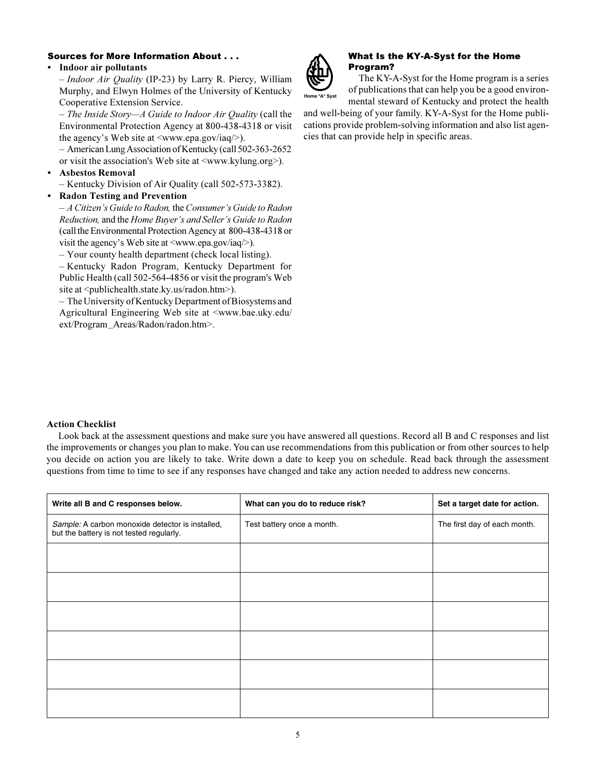### Sources for More Information About . . .

- **Indoor air pollutants**
  - *Indoor Air Quality* (IP-23) by Larry R. Piercy, William Murphy, and Elwyn Holmes of the University of Kentucky Cooperative Extension Service.
  - *The Inside Story—A Guide to Indoor Air Quality* (call the Environmental Protection Agency at 800-438-4318 or visit the agency's Web site at <www.epa.gov/iaq/>).
  - American Lung Association of Kentucky (call 502-363-2652 or visit the association's Web site at <www.kylung.org>).
- **Asbestos Removal**
  - Kentucky Division of Air Quality (call 502-573-3382).
- **Radon Testing and Prevention**
  - *A Citizen's Guide to Radon,* the *Consumer's Guide to Radon Reduction,* and the *Home Buyer's and Seller's Guide to Radon* (call the Environmental Protection Agency at 800-438-4318 or visit the agency's Web site at <www.epa.gov/iaq/>).
  - Your county health department (check local listing).
  - Kentucky Radon Program, Kentucky Department for Public Health (call 502-564-4856 or visit the program's Web site at <publichealth.state.ky.us/radon.htm>).
  - The University of Kentucky Department of Biosystems and Agricultural Engineering Web site at <www.bae.uky.edu/ext/Program_Areas/Radon/radon.htm>.

### What Is the KY-A-Syst for the Home Program?

Home *A* Syst

The KY-A-Syst for the Home program is a series of publications that can help you be a good environmental steward of Kentucky and protect the health and well-being of your family. KY-A-Syst for the Home publications provide problem-solving information and also list agencies that can provide help in specific areas.

**Action Checklist**

Look back at the assessment questions and make sure you have answered all questions. Record all B and C responses and list the improvements or changes you plan to make. You can use recommendations from this publication or from other sources to help you decide on action you are likely to take. Write down a date to keep you on schedule. Read back through the assessment questions from time to time to see if any responses have changed and take any action needed to address new concerns.

| Write all B and C responses below. | What can you do to reduce risk? | Set a target date for action. |
|---|---|---|
| *Sample:* A carbon monoxide detector is installed, but the battery is not tested regularly. | Test battery once a month. | The first day of each month. |
| | | |
| | | |
| | | |
| | | |
| | | |
| | | |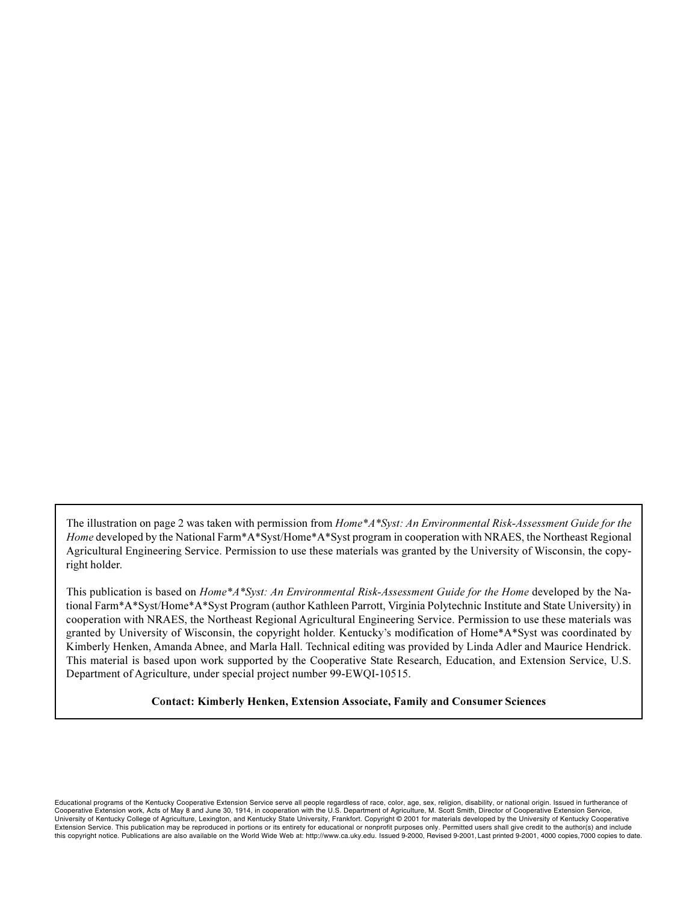The illustration on page 2 was taken with permission from *Home*A*Syst: An Environmental Risk-Assessment Guide for the Home* developed by the National Farm*A*Syst/Home*A*Syst program in cooperation with NRAES, the Northeast Regional Agricultural Engineering Service. Permission to use these materials was granted by the University of Wisconsin, the copyright holder.

This publication is based on *Home*A*Syst: An Environmental Risk-Assessment Guide for the Home* developed by the National Farm*A*Syst/Home*A*Syst Program (author Kathleen Parrott, Virginia Polytechnic Institute and State University) in cooperation with NRAES, the Northeast Regional Agricultural Engineering Service. Permission to use these materials was granted by University of Wisconsin, the copyright holder. Kentucky's modification of Home*A*Syst was coordinated by Kimberly Henken, Amanda Abnee, and Marla Hall. Technical editing was provided by Linda Adler and Maurice Hendrick. This material is based upon work supported by the Cooperative State Research, Education, and Extension Service, U.S. Department of Agriculture, under special project number 99-EWQI-10515.

**Contact: Kimberly Henken, Extension Associate, Family and Consumer Sciences**

Educational programs of the Kentucky Cooperative Extension Service serve all people regardless of race, color, age, sex, religion, disability, or national origin. Issued in furtherance of Cooperative Extension work, Acts of May 8 and June 30, 1914, in cooperation with the U.S. Department of Agriculture, M. Scott Smith, Director of Cooperative Extension Service, University of Kentucky College of Agriculture, Lexington, and Kentucky State University, Frankfort. Copyright © 2001 for materials developed by the University of Kentucky Cooperative Extension Service. This publication may be reproduced in portions or its entirety for educational or nonprofit purposes only. Permitted users shall give credit to the author(s) and include this copyright notice. Publications are also available on the World Wide Web at: http://www.ca.uky.edu. Issued 9-2000, Revised 9-2001, Last printed 9-2001, 4000 copies, 7000 copies to date.